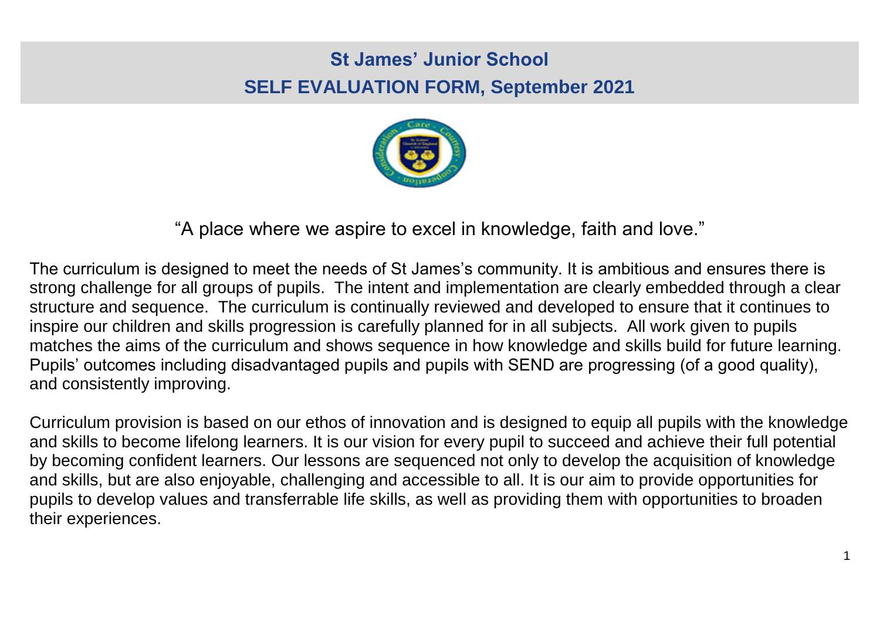# St James' Junior School

## SELF EVALUATION FORM, September 2021

"A place where we aspire to excel in knowledge, faith and love."

The curriculum is designed to meet the needs of St James's community. It is ambitious and ensures there is strong challenge for all groups of pupils. The intent and implementation are clearly embedded through a clear structure and sequence. The curriculum is continually reviewed and developed to ensure that it continues to inspire our children and skills progression is carefully planned for in all subjects. All work given to pupils matches the aims of the curriculum and shows sequence in how knowledge and skills build for future learning. Pupils' outcomes including disadvantaged pupils and pupils with SEND are progressing (of a good quality), and consistently improving.

Curriculum provision is based on our ethos of innovation and is designed to equip all pupils with the knowledge and skills to become lifelong learners. It is our vision for every pupil to succeed and achieve their full potential by becoming confident learners. Our lessons are sequenced not only to develop the acquisition of knowledge and skills, but are also enjoyable, challenging and accessible to all. It is our aim to provide opportunities for pupils to develop values and transferrable life skills, as well as providing them with opportunities to broaden their experiences.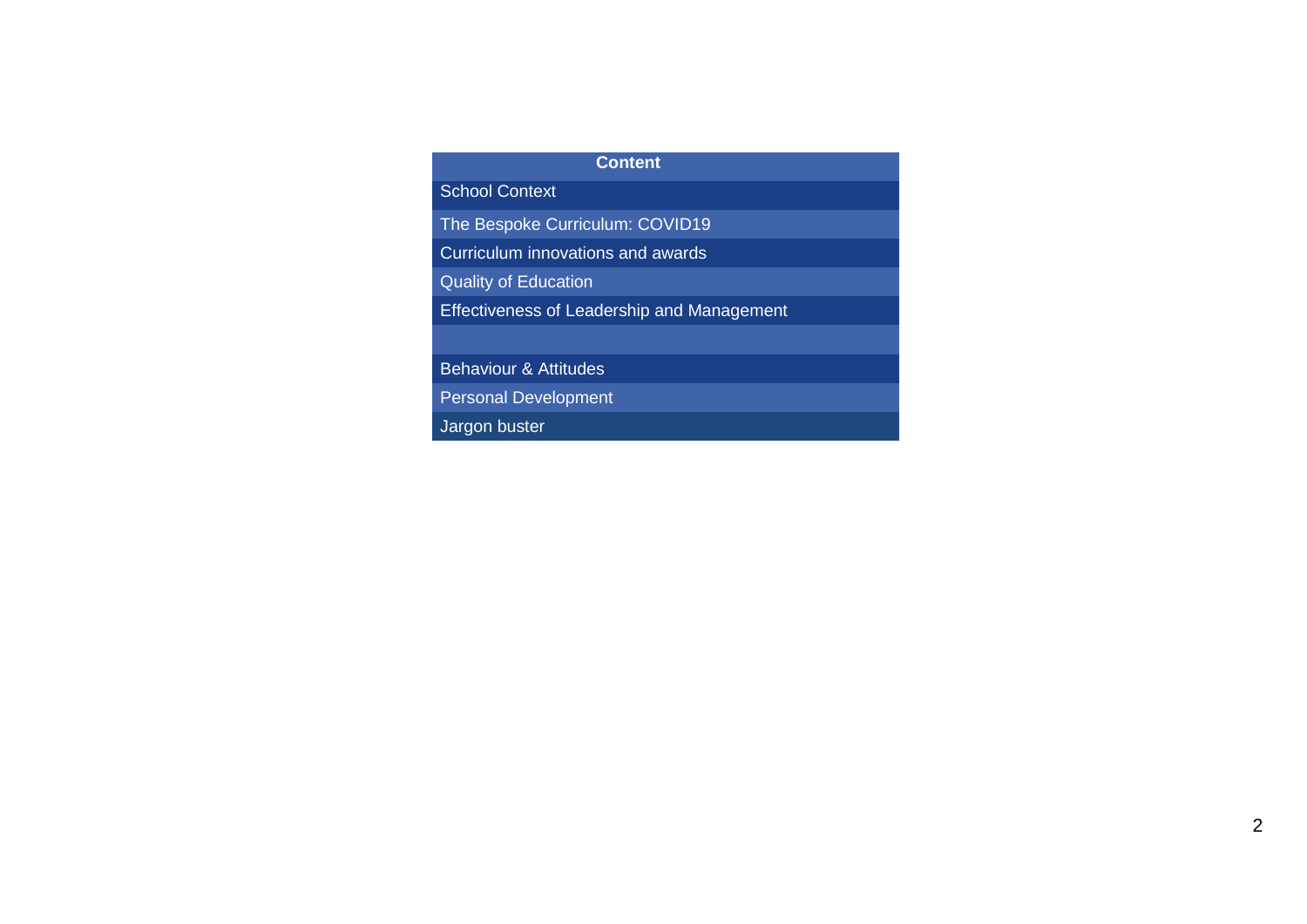| Content |
| --- |
| School Context |
| The Bespoke Curriculum: COVID19 |
| Curriculum innovations and awards |
| Quality of Education |
| Effectiveness of Leadership and Management |
| |
| Behaviour & Attitudes |
| Personal Development |
| Jargon buster |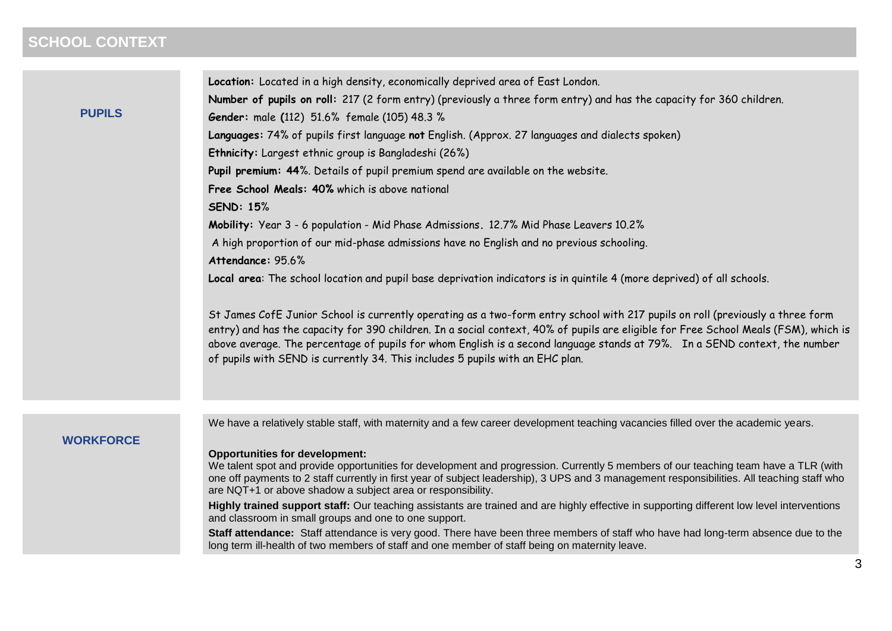## SCHOOL CONTEXT

### PUPILS

**Location:** Located in a high density, economically deprived area of East London.

**Number of pupils on roll:** 217 (2 form entry) (previously a three form entry) and has the capacity for 360 children.

**Gender:** male **(**112) 51.6% female (105) 48.3 %

**Languages:** 74% of pupils first language **not** English. (Approx. 27 languages and dialects spoken)

**Ethnicity:** Largest ethnic group is Bangladeshi (26%)

**Pupil premium: 44**%. Details of pupil premium spend are available on the website.

**Free School Meals: 40%** which is above national

**SEND: 15**%

**Mobility:** Year 3 - 6 population - Mid Phase Admissions**.** 12.7% Mid Phase Leavers 10.2%

A high proportion of our mid-phase admissions have no English and no previous schooling.

**Attendance:** 95.6%

**Local area**: The school location and pupil base deprivation indicators is in quintile 4 (more deprived) of all schools.

St James CofE Junior School is currently operating as a two-form entry school with 217 pupils on roll (previously a three form entry) and has the capacity for 390 children. In a social context, 40% of pupils are eligible for Free School Meals (FSM), which is above average. The percentage of pupils for whom English is a second language stands at 79%. In a SEND context, the number of pupils with SEND is currently 34. This includes 5 pupils with an EHC plan.

### WORKFORCE

We have a relatively stable staff, with maternity and a few career development teaching vacancies filled over the academic years.

**Opportunities for development:**
We talent spot and provide opportunities for development and progression. Currently 5 members of our teaching team have a TLR (with one off payments to 2 staff currently in first year of subject leadership), 3 UPS and 3 management responsibilities. All teaching staff who are NQT+1 or above shadow a subject area or responsibility.

**Highly trained support staff:** Our teaching assistants are trained and are highly effective in supporting different low level interventions and classroom in small groups and one to one support.

**Staff attendance:** Staff attendance is very good. There have been three members of staff who have had long-term absence due to the long term ill-health of two members of staff and one member of staff being on maternity leave.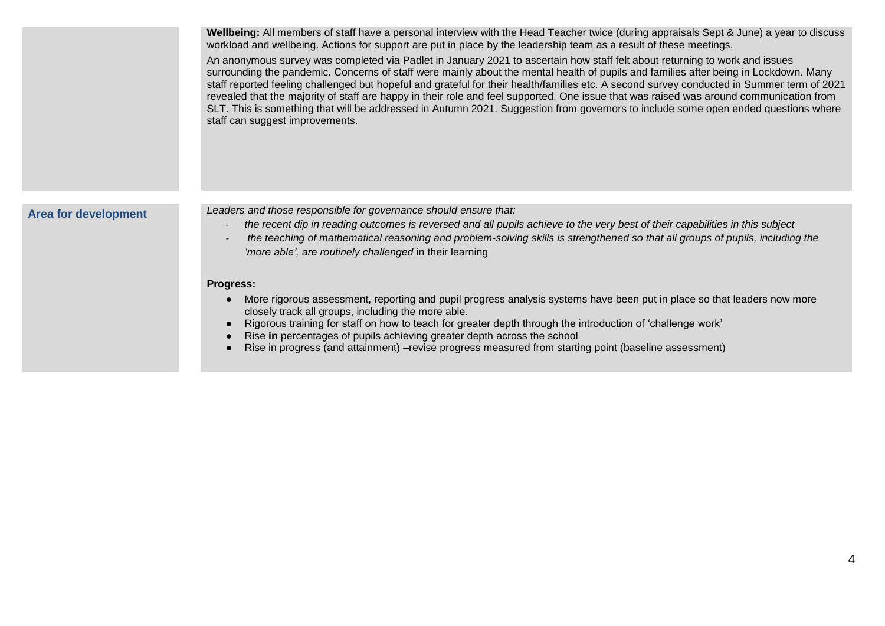**Wellbeing:** All members of staff have a personal interview with the Head Teacher twice (during appraisals Sept & June) a year to discuss workload and wellbeing. Actions for support are put in place by the leadership team as a result of these meetings.

An anonymous survey was completed via Padlet in January 2021 to ascertain how staff felt about returning to work and issues surrounding the pandemic. Concerns of staff were mainly about the mental health of pupils and families after being in Lockdown. Many staff reported feeling challenged but hopeful and grateful for their health/families etc. A second survey conducted in Summer term of 2021 revealed that the majority of staff are happy in their role and feel supported. One issue that was raised was around communication from SLT. This is something that will be addressed in Autumn 2021. Suggestion from governors to include some open ended questions where staff can suggest improvements.

## Area for development

*Leaders and those responsible for governance should ensure that:*

- *the recent dip in reading outcomes is reversed and all pupils achieve to the very best of their capabilities in this subject*
- *the teaching of mathematical reasoning and problem-solving skills is strengthened so that all groups of pupils, including the 'more able', are routinely challenged* in their learning

**Progress:**

- More rigorous assessment, reporting and pupil progress analysis systems have been put in place so that leaders now more closely track all groups, including the more able.
- Rigorous training for staff on how to teach for greater depth through the introduction of 'challenge work'
- Rise **in** percentages of pupils achieving greater depth across the school
- Rise in progress (and attainment) –revise progress measured from starting point (baseline assessment)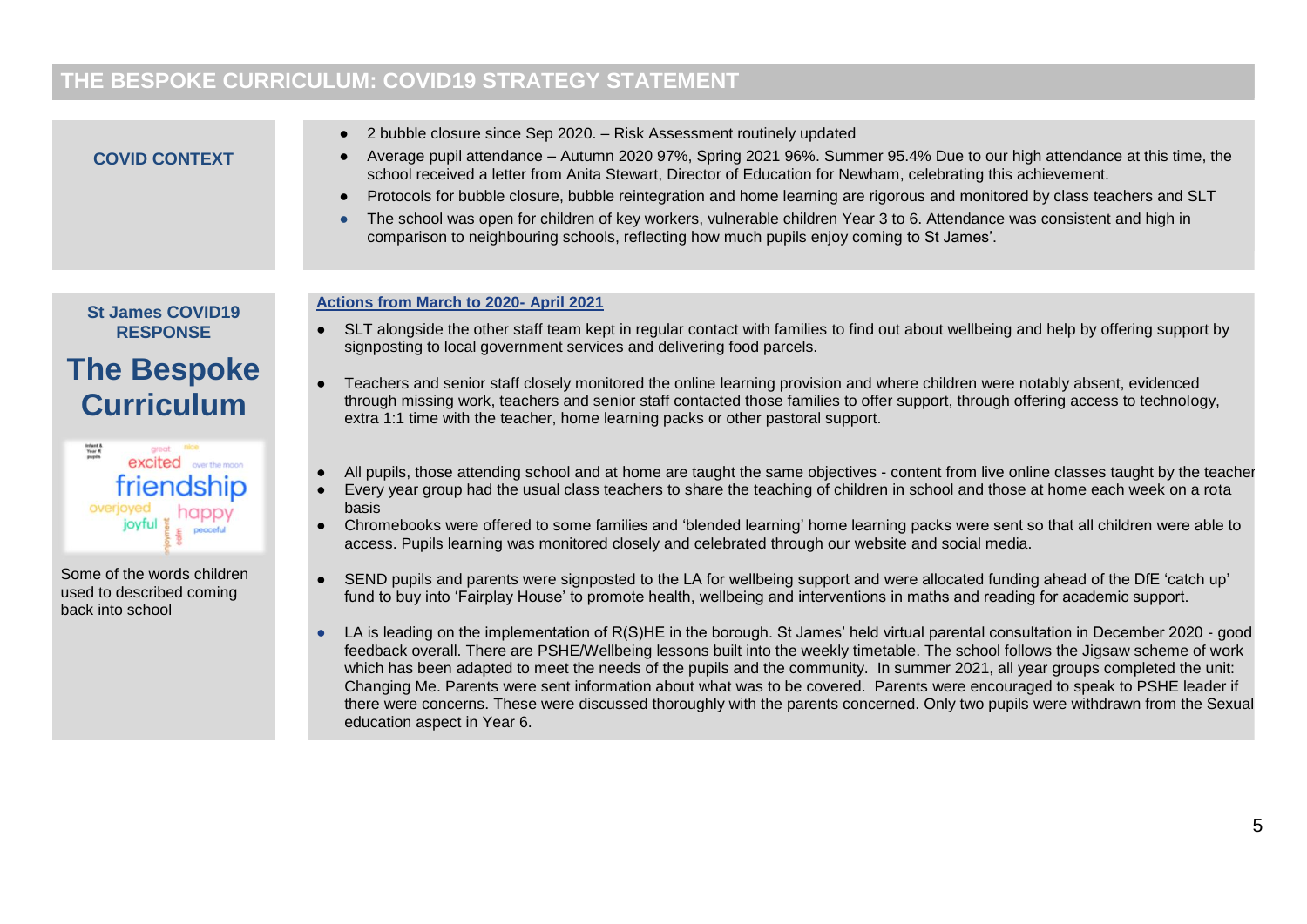# THE BESPOKE CURRICULUM: COVID19 STRATEGY STATEMENT

## COVID CONTEXT

- 2 bubble closure since Sep 2020. – Risk Assessment routinely updated
- Average pupil attendance – Autumn 2020 97%, Spring 2021 96%. Summer 95.4% Due to our high attendance at this time, the school received a letter from Anita Stewart, Director of Education for Newham, celebrating this achievement.
- Protocols for bubble closure, bubble reintegration and home learning are rigorous and monitored by class teachers and SLT
- The school was open for children of key workers, vulnerable children Year 3 to 6. Attendance was consistent and high in comparison to neighbouring schools, reflecting how much pupils enjoy coming to St James'.

## St James COVID19 RESPONSE

## The Bespoke Curriculum

Some of the words children used to described coming back into school

**Actions from March to 2020- April 2021**

- SLT alongside the other staff team kept in regular contact with families to find out about wellbeing and help by offering support by signposting to local government services and delivering food parcels.
- Teachers and senior staff closely monitored the online learning provision and where children were notably absent, evidenced through missing work, teachers and senior staff contacted those families to offer support, through offering access to technology, extra 1:1 time with the teacher, home learning packs or other pastoral support.
- All pupils, those attending school and at home are taught the same objectives - content from live online classes taught by the teacher
- Every year group had the usual class teachers to share the teaching of children in school and those at home each week on a rota basis
- Chromebooks were offered to some families and 'blended learning' home learning packs were sent so that all children were able to access. Pupils learning was monitored closely and celebrated through our website and social media.
- SEND pupils and parents were signposted to the LA for wellbeing support and were allocated funding ahead of the DfE 'catch up' fund to buy into 'Fairplay House' to promote health, wellbeing and interventions in maths and reading for academic support.
- LA is leading on the implementation of R(S)HE in the borough. St James' held virtual parental consultation in December 2020 - good feedback overall. There are PSHE/Wellbeing lessons built into the weekly timetable. The school follows the Jigsaw scheme of work which has been adapted to meet the needs of the pupils and the community. In summer 2021, all year groups completed the unit: Changing Me. Parents were sent information about what was to be covered. Parents were encouraged to speak to PSHE leader if there were concerns. These were discussed thoroughly with the parents concerned. Only two pupils were withdrawn from the Sexual education aspect in Year 6.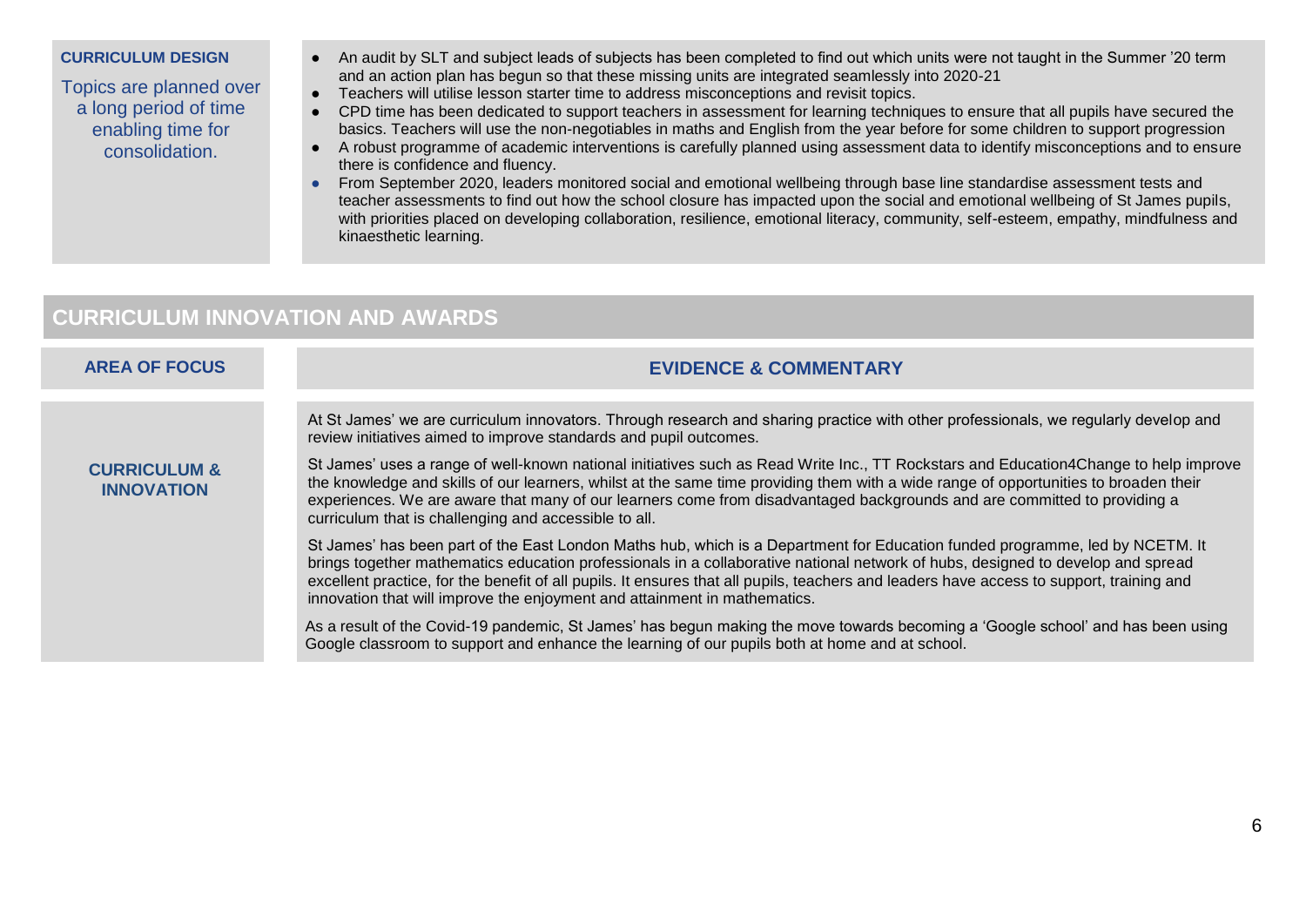| | |
|---|---|
| **CURRICULUM DESIGN**<br><br>Topics are planned over a long period of time enabling time for consolidation. | • An audit by SLT and subject leads of subjects has been completed to find out which units were not taught in the Summer '20 term and an action plan has begun so that these missing units are integrated seamlessly into 2020-21<br>• Teachers will utilise lesson starter time to address misconceptions and revisit topics.<br>• CPD time has been dedicated to support teachers in assessment for learning techniques to ensure that all pupils have secured the basics. Teachers will use the non-negotiables in maths and English from the year before for some children to support progression<br>• A robust programme of academic interventions is carefully planned using assessment data to identify misconceptions and to ensure there is confidence and fluency.<br>• From September 2020, leaders monitored social and emotional wellbeing through base line standardise assessment tests and teacher assessments to find out how the school closure has impacted upon the social and emotional wellbeing of St James pupils, with priorities placed on developing collaboration, resilience, emotional literacy, community, self-esteem, empathy, mindfulness and kinaesthetic learning. |

## CURRICULUM INNOVATION AND AWARDS

| AREA OF FOCUS | EVIDENCE & COMMENTARY |
|---|---|
| **CURRICULUM & INNOVATION** | At St James' we are curriculum innovators. Through research and sharing practice with other professionals, we regularly develop and review initiatives aimed to improve standards and pupil outcomes.<br><br>St James' uses a range of well-known national initiatives such as Read Write Inc., TT Rockstars and Education4Change to help improve the knowledge and skills of our learners, whilst at the same time providing them with a wide range of opportunities to broaden their experiences. We are aware that many of our learners come from disadvantaged backgrounds and are committed to providing a curriculum that is challenging and accessible to all.<br><br>St James' has been part of the East London Maths hub, which is a Department for Education funded programme, led by NCETM. It brings together mathematics education professionals in a collaborative national network of hubs, designed to develop and spread excellent practice, for the benefit of all pupils. It ensures that all pupils, teachers and leaders have access to support, training and innovation that will improve the enjoyment and attainment in mathematics.<br><br>As a result of the Covid-19 pandemic, St James' has begun making the move towards becoming a 'Google school' and has been using Google classroom to support and enhance the learning of our pupils both at home and at school. |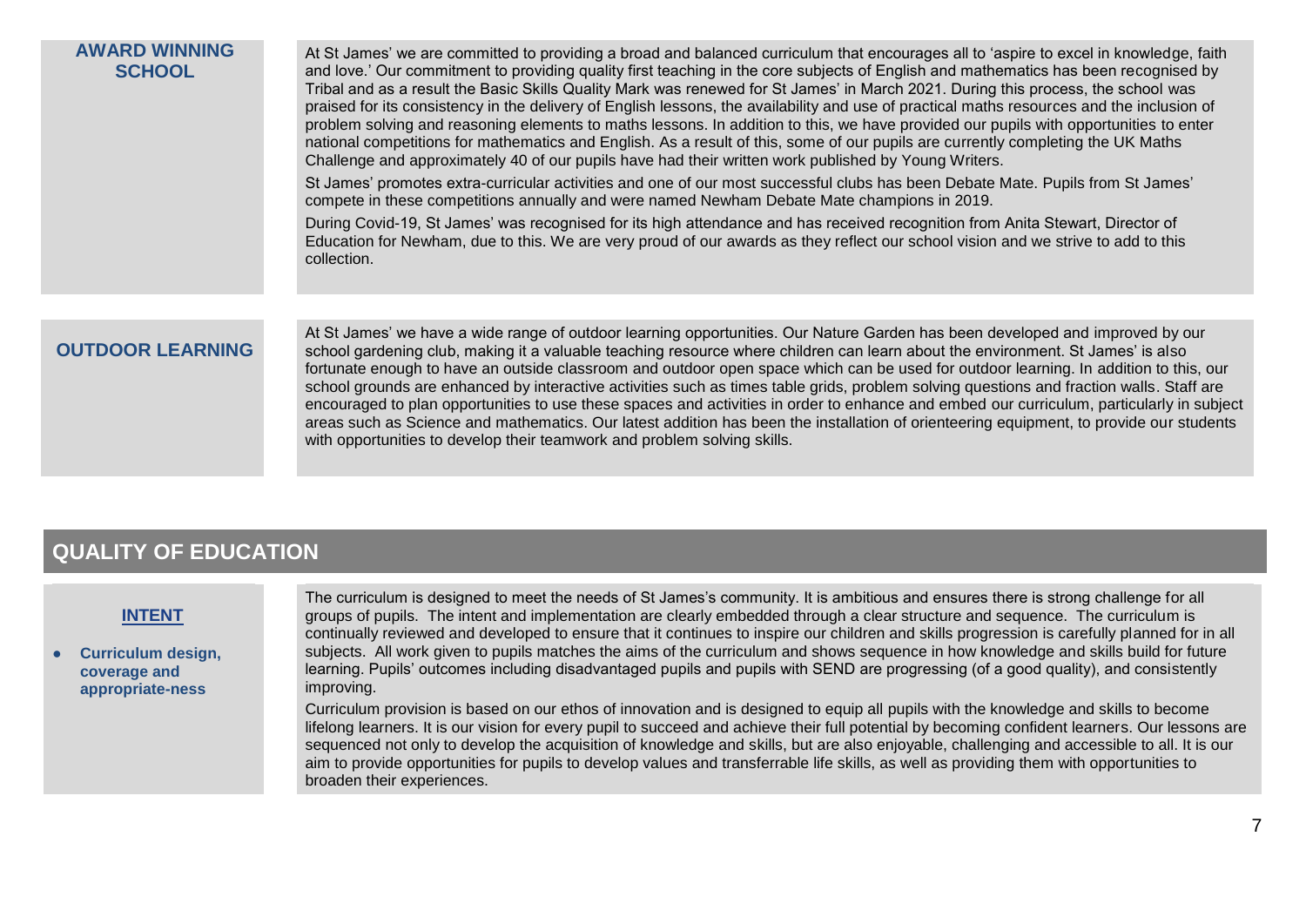## AWARD WINNING SCHOOL

At St James' we are committed to providing a broad and balanced curriculum that encourages all to 'aspire to excel in knowledge, faith and love.' Our commitment to providing quality first teaching in the core subjects of English and mathematics has been recognised by Tribal and as a result the Basic Skills Quality Mark was renewed for St James' in March 2021. During this process, the school was praised for its consistency in the delivery of English lessons, the availability and use of practical maths resources and the inclusion of problem solving and reasoning elements to maths lessons. In addition to this, we have provided our pupils with opportunities to enter national competitions for mathematics and English. As a result of this, some of our pupils are currently completing the UK Maths Challenge and approximately 40 of our pupils have had their written work published by Young Writers.

St James' promotes extra-curricular activities and one of our most successful clubs has been Debate Mate. Pupils from St James' compete in these competitions annually and were named Newham Debate Mate champions in 2019.

During Covid-19, St James' was recognised for its high attendance and has received recognition from Anita Stewart, Director of Education for Newham, due to this. We are very proud of our awards as they reflect our school vision and we strive to add to this collection.

## OUTDOOR LEARNING

At St James' we have a wide range of outdoor learning opportunities. Our Nature Garden has been developed and improved by our school gardening club, making it a valuable teaching resource where children can learn about the environment. St James' is also fortunate enough to have an outside classroom and outdoor open space which can be used for outdoor learning. In addition to this, our school grounds are enhanced by interactive activities such as times table grids, problem solving questions and fraction walls. Staff are encouraged to plan opportunities to use these spaces and activities in order to enhance and embed our curriculum, particularly in subject areas such as Science and mathematics. Our latest addition has been the installation of orienteering equipment, to provide our students with opportunities to develop their teamwork and problem solving skills.

# QUALITY OF EDUCATION

## INTENT

- **Curriculum design, coverage and appropriate-ness**

The curriculum is designed to meet the needs of St James's community. It is ambitious and ensures there is strong challenge for all groups of pupils. The intent and implementation are clearly embedded through a clear structure and sequence. The curriculum is continually reviewed and developed to ensure that it continues to inspire our children and skills progression is carefully planned for in all subjects. All work given to pupils matches the aims of the curriculum and shows sequence in how knowledge and skills build for future learning. Pupils' outcomes including disadvantaged pupils and pupils with SEND are progressing (of a good quality), and consistently improving.

Curriculum provision is based on our ethos of innovation and is designed to equip all pupils with the knowledge and skills to become lifelong learners. It is our vision for every pupil to succeed and achieve their full potential by becoming confident learners. Our lessons are sequenced not only to develop the acquisition of knowledge and skills, but are also enjoyable, challenging and accessible to all. It is our aim to provide opportunities for pupils to develop values and transferrable life skills, as well as providing them with opportunities to broaden their experiences.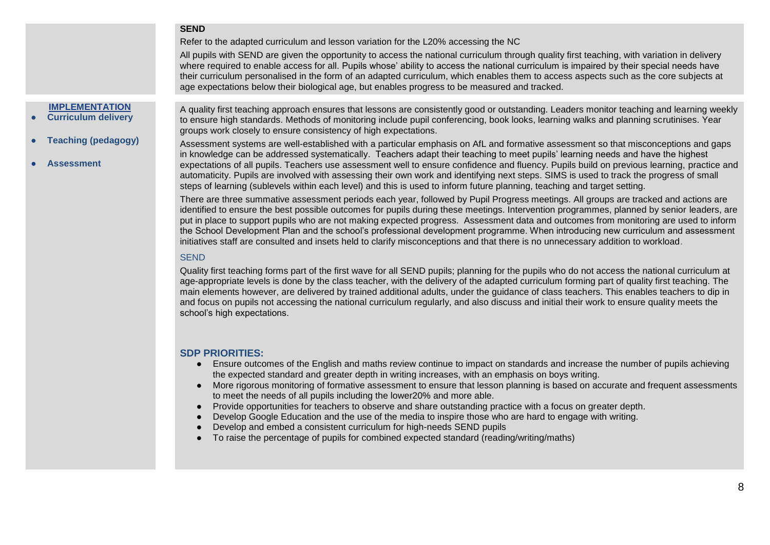**SEND**

Refer to the adapted curriculum and lesson variation for the L20% accessing the NC

All pupils with SEND are given the opportunity to access the national curriculum through quality first teaching, with variation in delivery where required to enable access for all. Pupils whose' ability to access the national curriculum is impaired by their special needs have their curriculum personalised in the form of an adapted curriculum, which enables them to access aspects such as the core subjects at age expectations below their biological age, but enables progress to be measured and tracked.

**IMPLEMENTATION**

- **Curriculum delivery**
- **Teaching (pedagogy)**
- **Assessment**

A quality first teaching approach ensures that lessons are consistently good or outstanding. Leaders monitor teaching and learning weekly to ensure high standards. Methods of monitoring include pupil conferencing, book looks, learning walks and planning scrutinises. Year groups work closely to ensure consistency of high expectations.

Assessment systems are well-established with a particular emphasis on AfL and formative assessment so that misconceptions and gaps in knowledge can be addressed systematically. Teachers adapt their teaching to meet pupils' learning needs and have the highest expectations of all pupils. Teachers use assessment well to ensure confidence and fluency. Pupils build on previous learning, practice and automaticity. Pupils are involved with assessing their own work and identifying next steps. SIMS is used to track the progress of small steps of learning (sublevels within each level) and this is used to inform future planning, teaching and target setting.

There are three summative assessment periods each year, followed by Pupil Progress meetings. All groups are tracked and actions are identified to ensure the best possible outcomes for pupils during these meetings. Intervention programmes, planned by senior leaders, are put in place to support pupils who are not making expected progress. Assessment data and outcomes from monitoring are used to inform the School Development Plan and the school's professional development programme. When introducing new curriculum and assessment initiatives staff are consulted and insets held to clarify misconceptions and that there is no unnecessary addition to workload.

SEND

Quality first teaching forms part of the first wave for all SEND pupils; planning for the pupils who do not access the national curriculum at age-appropriate levels is done by the class teacher, with the delivery of the adapted curriculum forming part of quality first teaching. The main elements however, are delivered by trained additional adults, under the guidance of class teachers. This enables teachers to dip in and focus on pupils not accessing the national curriculum regularly, and also discuss and initial their work to ensure quality meets the school's high expectations.

**SDP PRIORITIES:**

- Ensure outcomes of the English and maths review continue to impact on standards and increase the number of pupils achieving the expected standard and greater depth in writing increases, with an emphasis on boys writing.
- More rigorous monitoring of formative assessment to ensure that lesson planning is based on accurate and frequent assessments to meet the needs of all pupils including the lower20% and more able.
- Provide opportunities for teachers to observe and share outstanding practice with a focus on greater depth.
- Develop Google Education and the use of the media to inspire those who are hard to engage with writing.
- Develop and embed a consistent curriculum for high-needs SEND pupils
- To raise the percentage of pupils for combined expected standard (reading/writing/maths)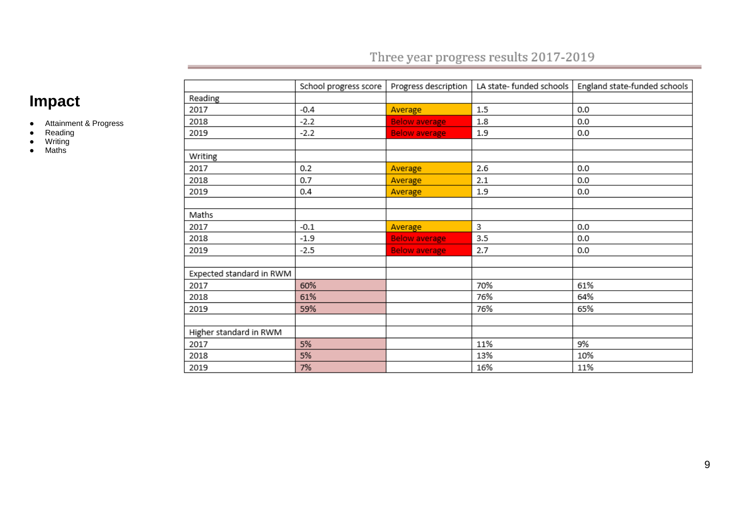# Impact

- Attainment & Progress
- Reading
- Writing
- Maths

## Three year progress results 2017-2019

| | School progress score | Progress description | LA state- funded schools | England state-funded schools |
|---|---|---|---|---|
| Reading | | | | |
| 2017 | -0.4 | Average | 1.5 | 0.0 |
| 2018 | -2.2 | Below average | 1.8 | 0.0 |
| 2019 | -2.2 | Below average | 1.9 | 0.0 |
| | | | | |
| Writing | | | | |
| 2017 | 0.2 | Average | 2.6 | 0.0 |
| 2018 | 0.7 | Average | 2.1 | 0.0 |
| 2019 | 0.4 | Average | 1.9 | 0.0 |
| | | | | |
| Maths | | | | |
| 2017 | -0.1 | Average | 3 | 0.0 |
| 2018 | -1.9 | Below average | 3.5 | 0.0 |
| 2019 | -2.5 | Below average | 2.7 | 0.0 |
| | | | | |
| Expected standard in RWM | | | | |
| 2017 | 60% | | 70% | 61% |
| 2018 | 61% | | 76% | 64% |
| 2019 | 59% | | 76% | 65% |
| | | | | |
| Higher standard in RWM | | | | |
| 2017 | 5% | | 11% | 9% |
| 2018 | 5% | | 13% | 10% |
| 2019 | 7% | | 16% | 11% |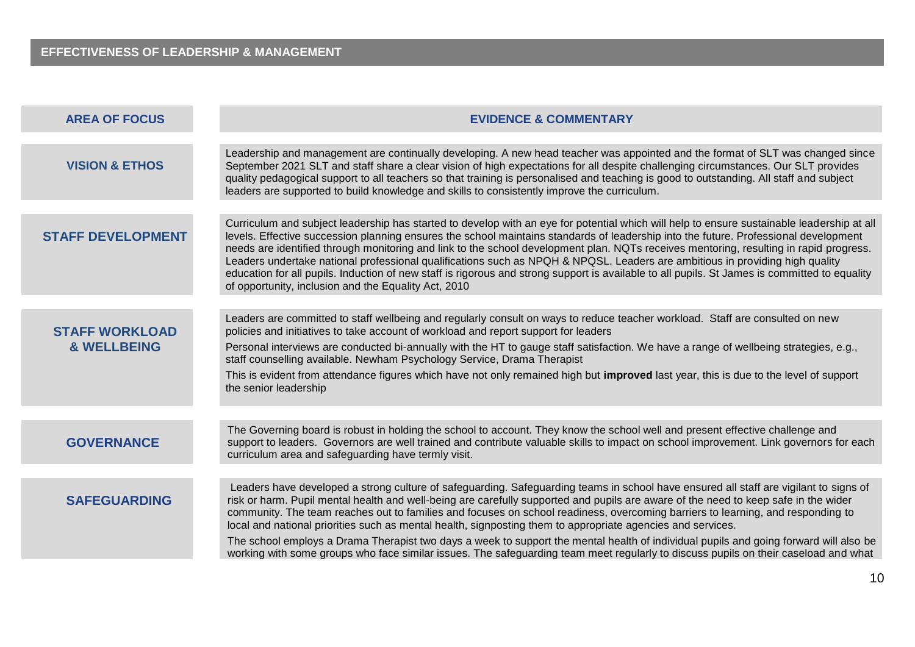## EFFECTIVENESS OF LEADERSHIP & MANAGEMENT

| AREA OF FOCUS | EVIDENCE & COMMENTARY |
| --- | --- |
| **VISION & ETHOS** | Leadership and management are continually developing. A new head teacher was appointed and the format of SLT was changed since September 2021 SLT and staff share a clear vision of high expectations for all despite challenging circumstances. Our SLT provides quality pedagogical support to all teachers so that training is personalised and teaching is good to outstanding. All staff and subject leaders are supported to build knowledge and skills to consistently improve the curriculum. |
| **STAFF DEVELOPMENT** | Curriculum and subject leadership has started to develop with an eye for potential which will help to ensure sustainable leadership at all levels. Effective succession planning ensures the school maintains standards of leadership into the future. Professional development needs are identified through monitoring and link to the school development plan. NQTs receives mentoring, resulting in rapid progress. Leaders undertake national professional qualifications such as NPQH & NPQSL. Leaders are ambitious in providing high quality education for all pupils. Induction of new staff is rigorous and strong support is available to all pupils. St James is committed to equality of opportunity, inclusion and the Equality Act, 2010 |
| **STAFF WORKLOAD & WELLBEING** | Leaders are committed to staff wellbeing and regularly consult on ways to reduce teacher workload. Staff are consulted on new policies and initiatives to take account of workload and report support for leaders<br><br>Personal interviews are conducted bi-annually with the HT to gauge staff satisfaction. We have a range of wellbeing strategies, e.g., staff counselling available. Newham Psychology Service, Drama Therapist<br><br>This is evident from attendance figures which have not only remained high but **improved** last year, this is due to the level of support the senior leadership |
| **GOVERNANCE** | The Governing board is robust in holding the school to account. They know the school well and present effective challenge and support to leaders. Governors are well trained and contribute valuable skills to impact on school improvement. Link governors for each curriculum area and safeguarding have termly visit. |
| **SAFEGUARDING** | Leaders have developed a strong culture of safeguarding. Safeguarding teams in school have ensured all staff are vigilant to signs of risk or harm. Pupil mental health and well-being are carefully supported and pupils are aware of the need to keep safe in the wider community. The team reaches out to families and focuses on school readiness, overcoming barriers to learning, and responding to local and national priorities such as mental health, signposting them to appropriate agencies and services.<br><br>The school employs a Drama Therapist two days a week to support the mental health of individual pupils and going forward will also be working with some groups who face similar issues. The safeguarding team meet regularly to discuss pupils on their caseload and what |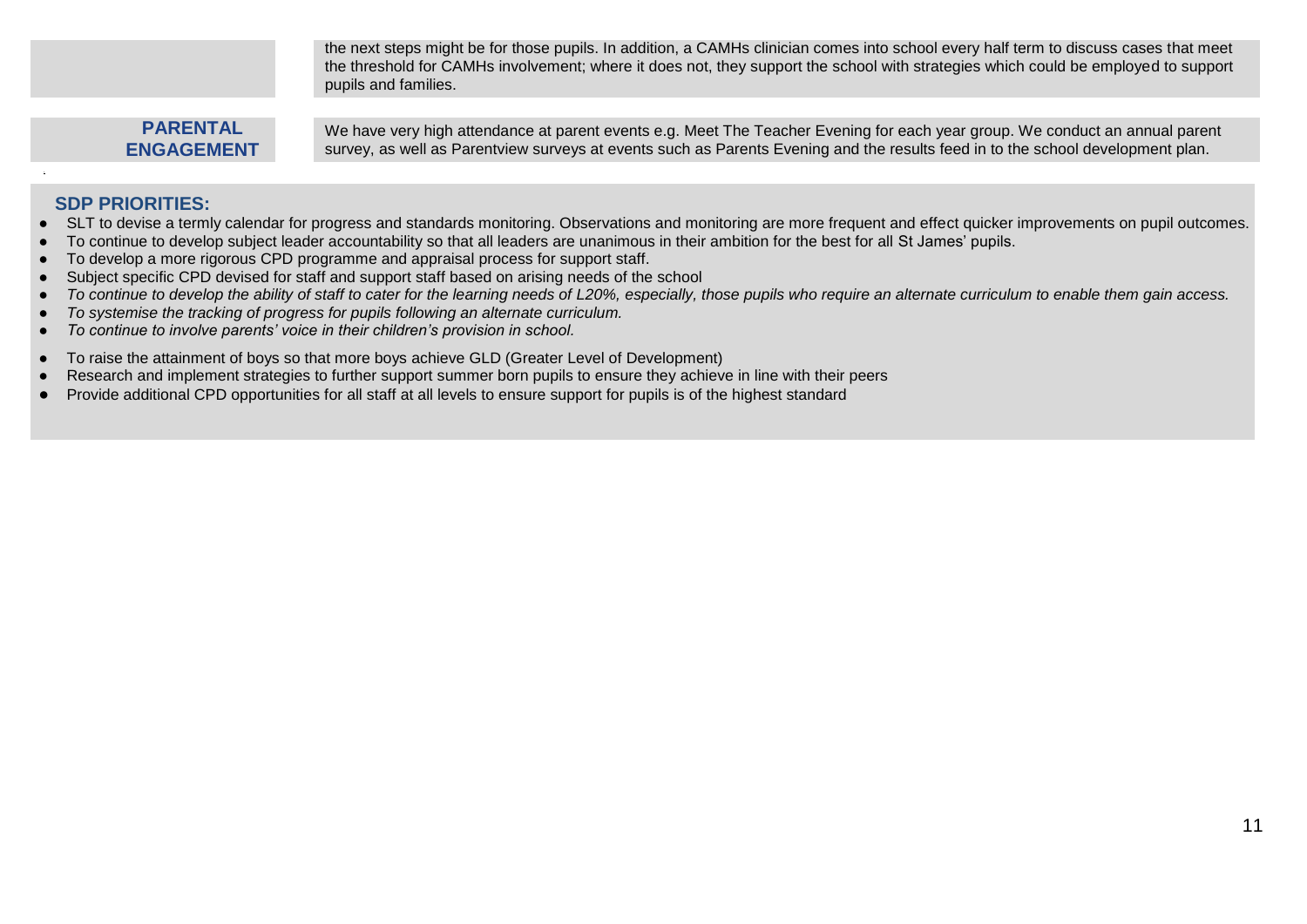| | |
|---|---|
| | the next steps might be for those pupils. In addition, a CAMHs clinician comes into school every half term to discuss cases that meet the threshold for CAMHs involvement; where it does not, they support the school with strategies which could be employed to support pupils and families. |
| **PARENTAL ENGAGEMENT** | We have very high attendance at parent events e.g. Meet The Teacher Evening for each year group. We conduct an annual parent survey, as well as Parentview surveys at events such as Parents Evening and the results feed in to the school development plan. |

### SDP PRIORITIES:

- SLT to devise a termly calendar for progress and standards monitoring. Observations and monitoring are more frequent and effect quicker improvements on pupil outcomes.
- To continue to develop subject leader accountability so that all leaders are unanimous in their ambition for the best for all St James' pupils.
- To develop a more rigorous CPD programme and appraisal process for support staff.
- Subject specific CPD devised for staff and support staff based on arising needs of the school
- *To continue to develop the ability of staff to cater for the learning needs of L20%, especially, those pupils who require an alternate curriculum to enable them gain access.*
- *To systemise the tracking of progress for pupils following an alternate curriculum.*
- *To continue to involve parents' voice in their children's provision in school.*
- To raise the attainment of boys so that more boys achieve GLD (Greater Level of Development)
- Research and implement strategies to further support summer born pupils to ensure they achieve in line with their peers
- Provide additional CPD opportunities for all staff at all levels to ensure support for pupils is of the highest standard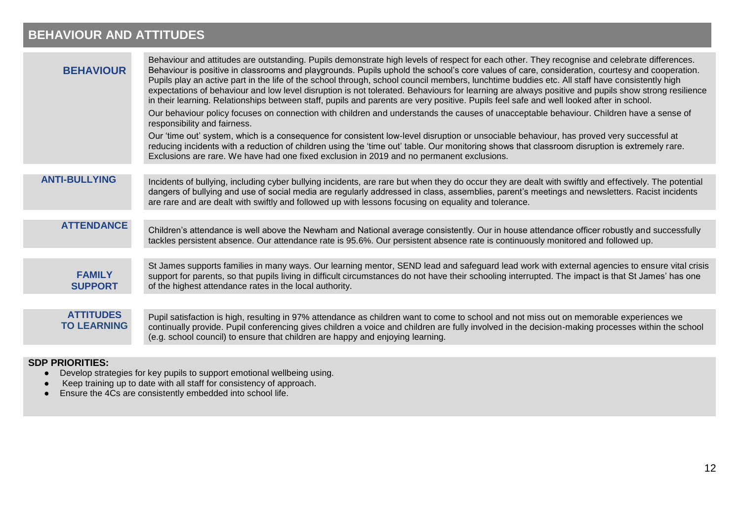## BEHAVIOUR AND ATTITUDES

| | |
|---|---|
| **BEHAVIOUR** | Behaviour and attitudes are outstanding. Pupils demonstrate high levels of respect for each other. They recognise and celebrate differences. Behaviour is positive in classrooms and playgrounds. Pupils uphold the school's core values of care, consideration, courtesy and cooperation. Pupils play an active part in the life of the school through, school council members, lunchtime buddies etc. All staff have consistently high expectations of behaviour and low level disruption is not tolerated. Behaviours for learning are always positive and pupils show strong resilience in their learning. Relationships between staff, pupils and parents are very positive. Pupils feel safe and well looked after in school.<br><br>Our behaviour policy focuses on connection with children and understands the causes of unacceptable behaviour. Children have a sense of responsibility and fairness.<br><br>Our 'time out' system, which is a consequence for consistent low-level disruption or unsociable behaviour, has proved very successful at reducing incidents with a reduction of children using the 'time out' table. Our monitoring shows that classroom disruption is extremely rare. Exclusions are rare. We have had one fixed exclusion in 2019 and no permanent exclusions. |
| **ANTI-BULLYING** | Incidents of bullying, including cyber bullying incidents, are rare but when they do occur they are dealt with swiftly and effectively. The potential dangers of bullying and use of social media are regularly addressed in class, assemblies, parent's meetings and newsletters. Racist incidents are rare and are dealt with swiftly and followed up with lessons focusing on equality and tolerance. |
| **ATTENDANCE** | Children's attendance is well above the Newham and National average consistently. Our in house attendance officer robustly and successfully tackles persistent absence. Our attendance rate is 95.6%. Our persistent absence rate is continuously monitored and followed up. |
| **FAMILY SUPPORT** | St James supports families in many ways. Our learning mentor, SEND lead and safeguard lead work with external agencies to ensure vital crisis support for parents, so that pupils living in difficult circumstances do not have their schooling interrupted. The impact is that St James' has one of the highest attendance rates in the local authority. |
| **ATTITUDES TO LEARNING** | Pupil satisfaction is high, resulting in 97% attendance as children want to come to school and not miss out on memorable experiences we continually provide. Pupil conferencing gives children a voice and children are fully involved in the decision-making processes within the school (e.g. school council) to ensure that children are happy and enjoying learning. |

**SDP PRIORITIES:**

- Develop strategies for key pupils to support emotional wellbeing using.
- Keep training up to date with all staff for consistency of approach.
- Ensure the 4Cs are consistently embedded into school life.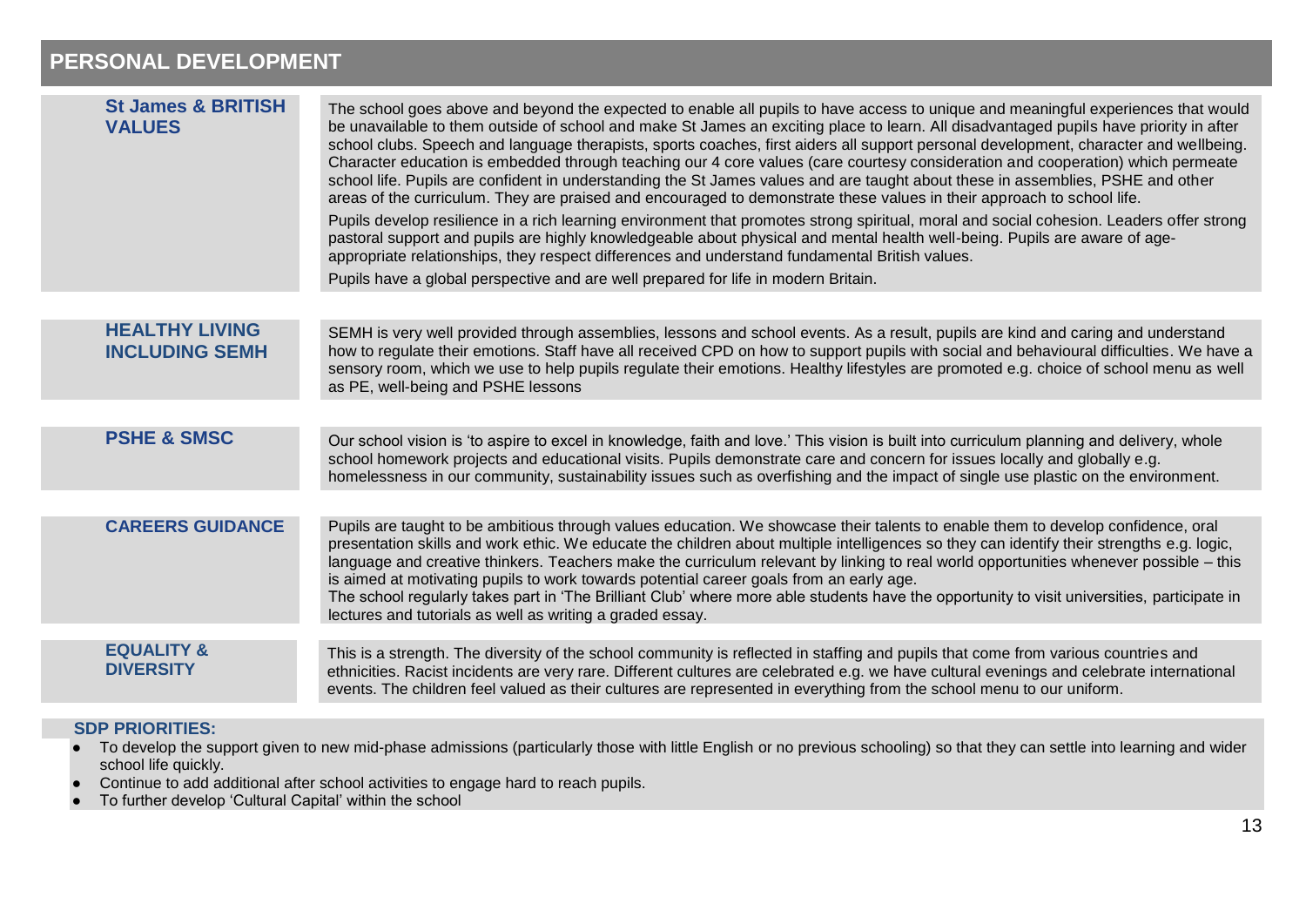# PERSONAL DEVELOPMENT

| | |
|---|---|
| **St James & BRITISH VALUES** | The school goes above and beyond the expected to enable all pupils to have access to unique and meaningful experiences that would be unavailable to them outside of school and make St James an exciting place to learn. All disadvantaged pupils have priority in after school clubs. Speech and language therapists, sports coaches, first aiders all support personal development, character and wellbeing. Character education is embedded through teaching our 4 core values (care courtesy consideration and cooperation) which permeate school life. Pupils are confident in understanding the St James values and are taught about these in assemblies, PSHE and other areas of the curriculum. They are praised and encouraged to demonstrate these values in their approach to school life.<br><br>Pupils develop resilience in a rich learning environment that promotes strong spiritual, moral and social cohesion. Leaders offer strong pastoral support and pupils are highly knowledgeable about physical and mental health well-being. Pupils are aware of age-appropriate relationships, they respect differences and understand fundamental British values.<br><br>Pupils have a global perspective and are well prepared for life in modern Britain. |
| **HEALTHY LIVING INCLUDING SEMH** | SEMH is very well provided through assemblies, lessons and school events. As a result, pupils are kind and caring and understand how to regulate their emotions. Staff have all received CPD on how to support pupils with social and behavioural difficulties. We have a sensory room, which we use to help pupils regulate their emotions. Healthy lifestyles are promoted e.g. choice of school menu as well as PE, well-being and PSHE lessons |
| **PSHE & SMSC** | Our school vision is 'to aspire to excel in knowledge, faith and love.' This vision is built into curriculum planning and delivery, whole school homework projects and educational visits. Pupils demonstrate care and concern for issues locally and globally e.g. homelessness in our community, sustainability issues such as overfishing and the impact of single use plastic on the environment. |
| **CAREERS GUIDANCE** | Pupils are taught to be ambitious through values education. We showcase their talents to enable them to develop confidence, oral presentation skills and work ethic. We educate the children about multiple intelligences so they can identify their strengths e.g. logic, language and creative thinkers. Teachers make the curriculum relevant by linking to real world opportunities whenever possible – this is aimed at motivating pupils to work towards potential career goals from an early age.<br>The school regularly takes part in 'The Brilliant Club' where more able students have the opportunity to visit universities, participate in lectures and tutorials as well as writing a graded essay. |
| **EQUALITY & DIVERSITY** | This is a strength. The diversity of the school community is reflected in staffing and pupils that come from various countries and ethnicities. Racist incidents are very rare. Different cultures are celebrated e.g. we have cultural evenings and celebrate international events. The children feel valued as their cultures are represented in everything from the school menu to our uniform. |

**SDP PRIORITIES:**

- To develop the support given to new mid-phase admissions (particularly those with little English or no previous schooling) so that they can settle into learning and wider school life quickly.
- Continue to add additional after school activities to engage hard to reach pupils.
- To further develop 'Cultural Capital' within the school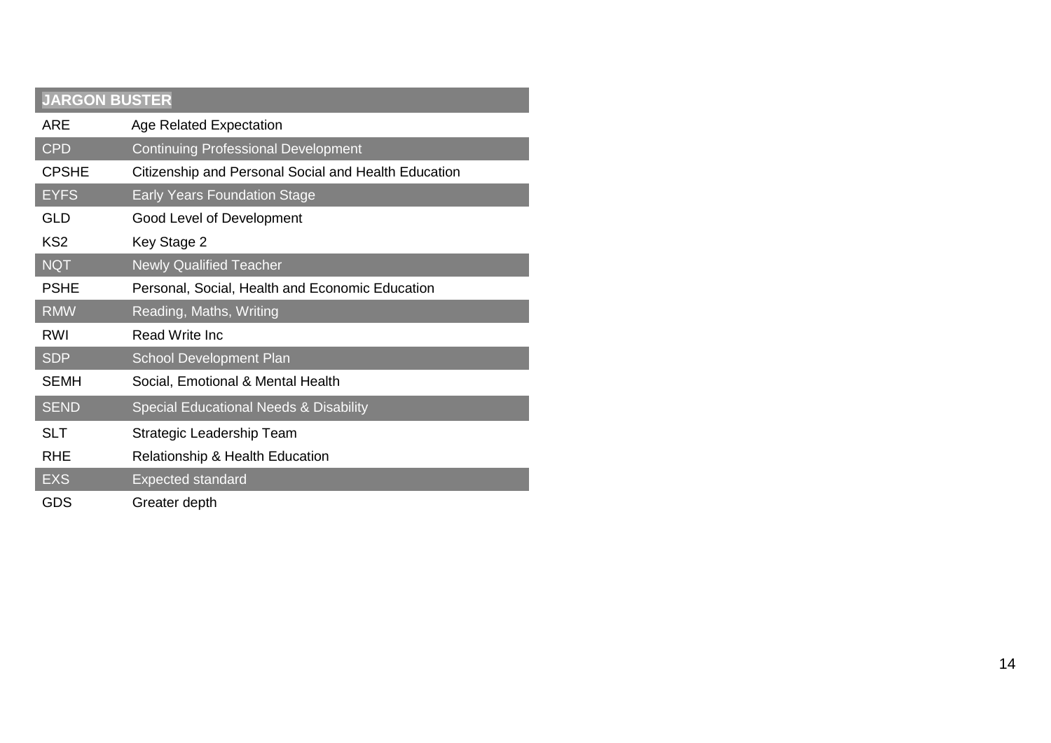| JARGON BUSTER | |
|---|---|
| ARE | Age Related Expectation |
| CPD | Continuing Professional Development |
| CPSHE | Citizenship and Personal Social and Health Education |
| EYFS | Early Years Foundation Stage |
| GLD | Good Level of Development |
| KS2 | Key Stage 2 |
| NQT | Newly Qualified Teacher |
| PSHE | Personal, Social, Health and Economic Education |
| RMW | Reading, Maths, Writing |
| RWI | Read Write Inc |
| SDP | School Development Plan |
| SEMH | Social, Emotional & Mental Health |
| SEND | Special Educational Needs & Disability |
| SLT | Strategic Leadership Team |
| RHE | Relationship & Health Education |
| EXS | Expected standard |
| GDS | Greater depth |